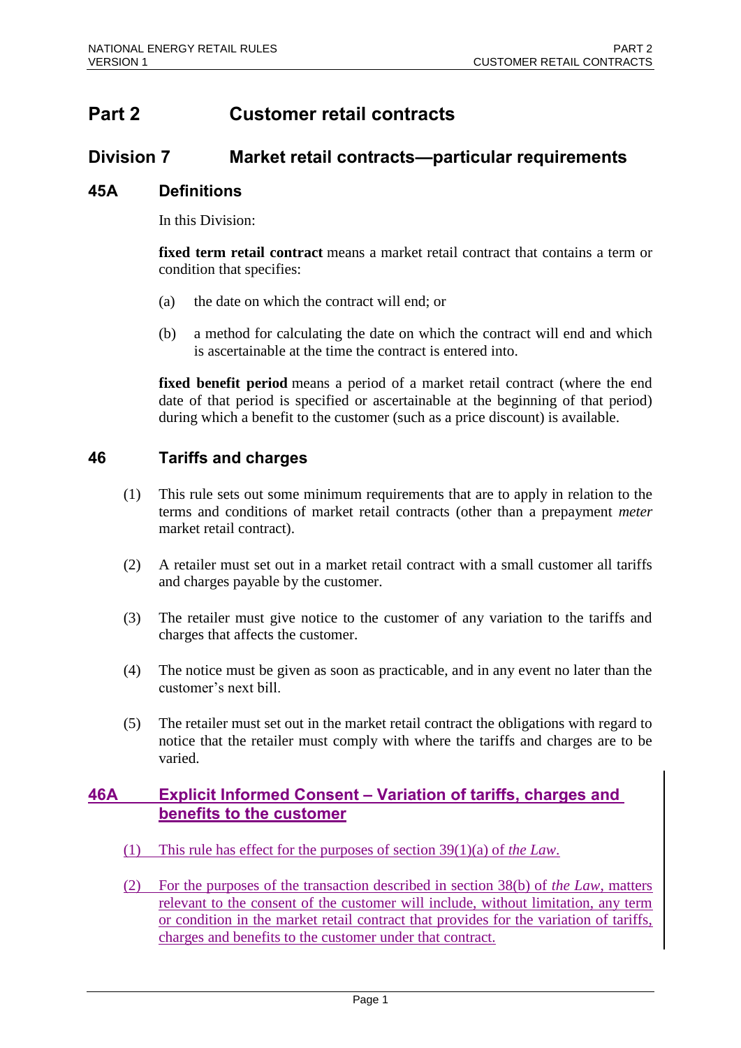# Part 2 Customer retail contracts

## Division 7 Market retail contracts—particular requirements

### 45A Definitions

In this Division:

**fixed term retail contract** means a market retail contract that contains a term or condition that specifies:

(a) the date on which the contract will end; or

(b) a method for calculating the date on which the contract will end and which is ascertainable at the time the contract is entered into.

**fixed benefit period** means a period of a market retail contract (where the end date of that period is specified or ascertainable at the beginning of that period) during which a benefit to the customer (such as a price discount) is available.

### 46 Tariffs and charges

(1) This rule sets out some minimum requirements that are to apply in relation to the terms and conditions of market retail contracts (other than a prepayment *meter* market retail contract).

(2) A retailer must set out in a market retail contract with a small customer all tariffs and charges payable by the customer.

(3) The retailer must give notice to the customer of any variation to the tariffs and charges that affects the customer.

(4) The notice must be given as soon as practicable, and in any event no later than the customer's next bill.

(5) The retailer must set out in the market retail contract the obligations with regard to notice that the retailer must comply with where the tariffs and charges are to be varied.

### 46A Explicit Informed Consent – Variation of tariffs, charges and benefits to the customer

(1) This rule has effect for the purposes of section 39(1)(a) of *the Law*.

(2) For the purposes of the transaction described in section 38(b) of *the Law*, matters relevant to the consent of the customer will include, without limitation, any term or condition in the market retail contract that provides for the variation of tariffs, charges and benefits to the customer under that contract.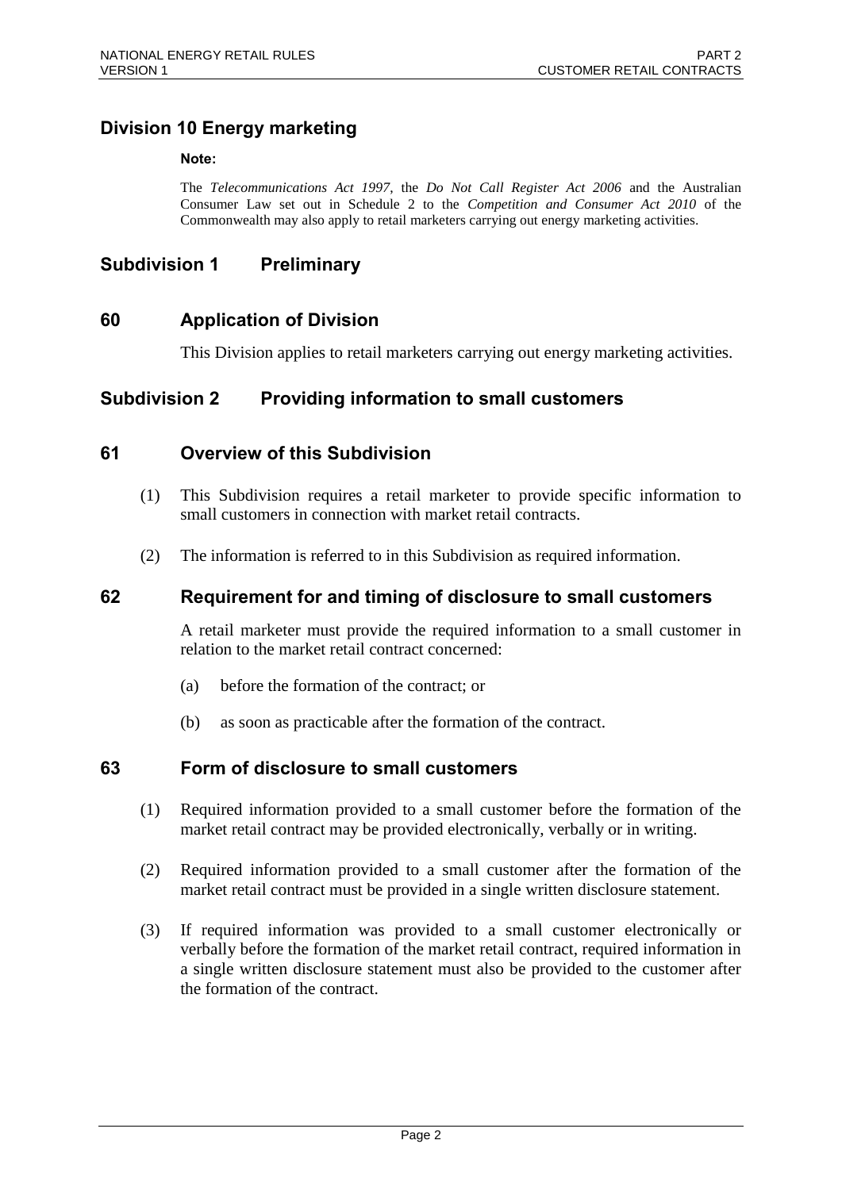## Division 10 Energy marketing

**Note:**

The *Telecommunications Act 1997*, the *Do Not Call Register Act 2006* and the Australian Consumer Law set out in Schedule 2 to the *Competition and Consumer Act 2010* of the Commonwealth may also apply to retail marketers carrying out energy marketing activities.

## Subdivision 1 Preliminary

### 60 Application of Division

This Division applies to retail marketers carrying out energy marketing activities.

## Subdivision 2 Providing information to small customers

### 61 Overview of this Subdivision

(1) This Subdivision requires a retail marketer to provide specific information to small customers in connection with market retail contracts.

(2) The information is referred to in this Subdivision as required information.

### 62 Requirement for and timing of disclosure to small customers

A retail marketer must provide the required information to a small customer in relation to the market retail contract concerned:

(a) before the formation of the contract; or

(b) as soon as practicable after the formation of the contract.

### 63 Form of disclosure to small customers

(1) Required information provided to a small customer before the formation of the market retail contract may be provided electronically, verbally or in writing.

(2) Required information provided to a small customer after the formation of the market retail contract must be provided in a single written disclosure statement.

(3) If required information was provided to a small customer electronically or verbally before the formation of the market retail contract, required information in a single written disclosure statement must also be provided to the customer after the formation of the contract.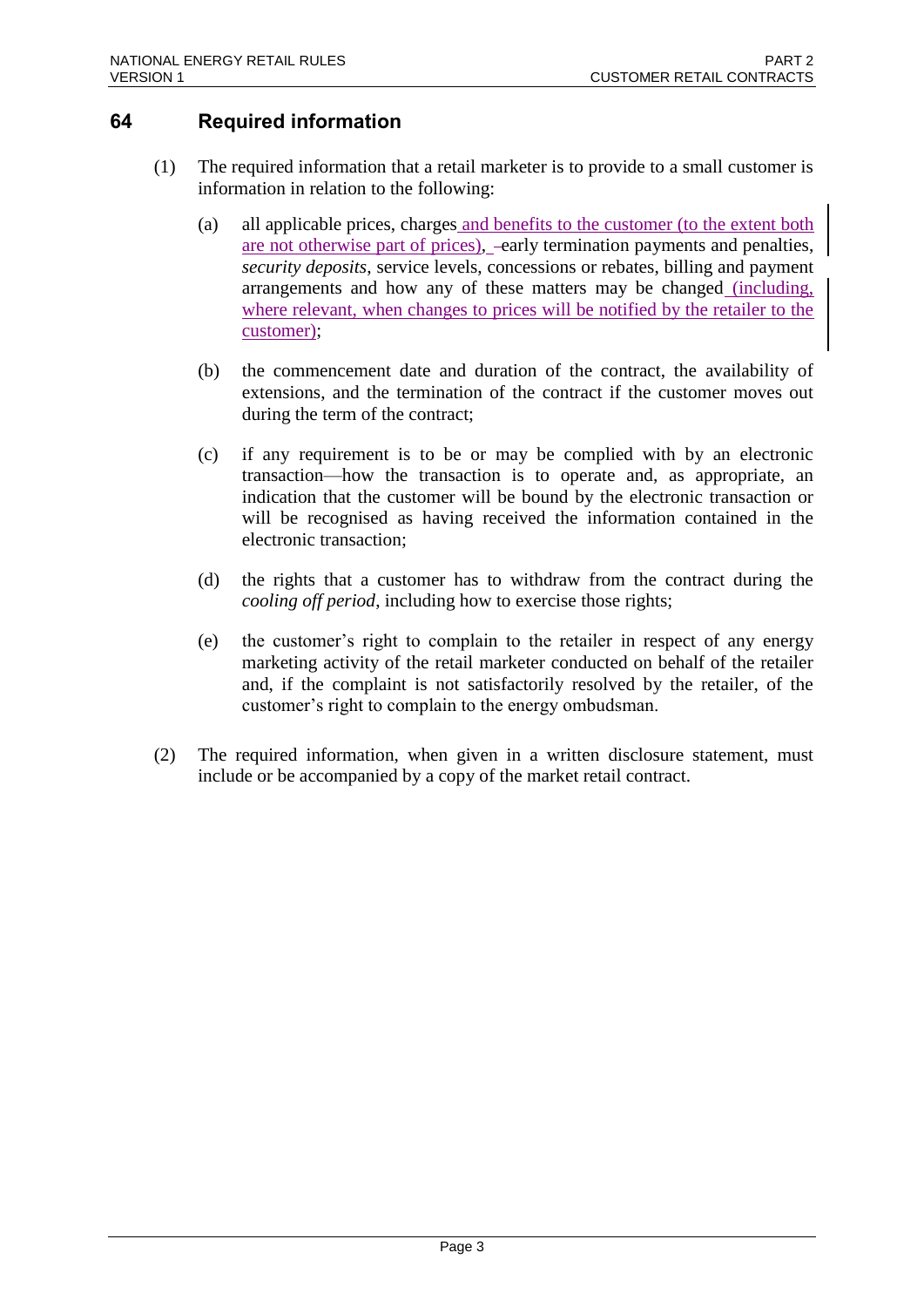## 64 Required information

(1) The required information that a retail marketer is to provide to a small customer is information in relation to the following:

(a) all applicable prices, charges and benefits to the customer (to the extent both are not otherwise part of prices), early termination payments and penalties, *security deposits*, service levels, concessions or rebates, billing and payment arrangements and how any of these matters may be changed (including, where relevant, when changes to prices will be notified by the retailer to the customer);

(b) the commencement date and duration of the contract, the availability of extensions, and the termination of the contract if the customer moves out during the term of the contract;

(c) if any requirement is to be or may be complied with by an electronic transaction—how the transaction is to operate and, as appropriate, an indication that the customer will be bound by the electronic transaction or will be recognised as having received the information contained in the electronic transaction;

(d) the rights that a customer has to withdraw from the contract during the *cooling off period*, including how to exercise those rights;

(e) the customer's right to complain to the retailer in respect of any energy marketing activity of the retail marketer conducted on behalf of the retailer and, if the complaint is not satisfactorily resolved by the retailer, of the customer's right to complain to the energy ombudsman.

(2) The required information, when given in a written disclosure statement, must include or be accompanied by a copy of the market retail contract.